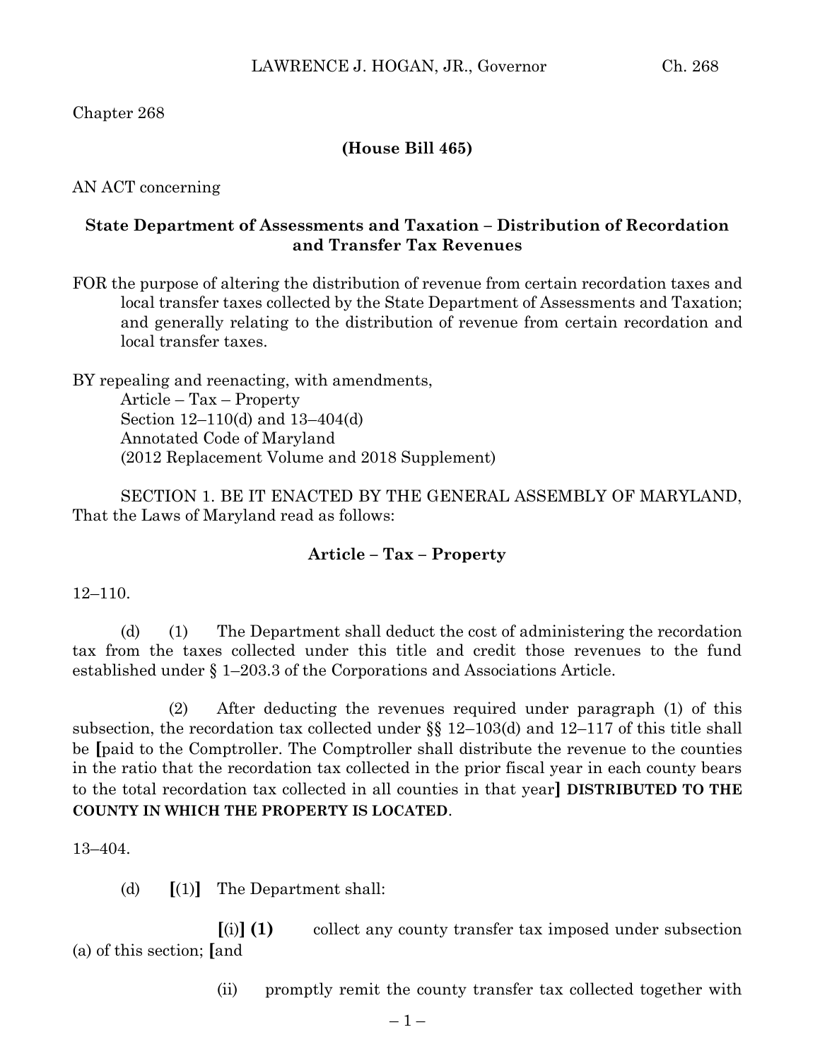Chapter 268

**(House Bill 465)**

AN ACT concerning

**State Department of Assessments and Taxation – Distribution of Recordation and Transfer Tax Revenues**

FOR the purpose of altering the distribution of revenue from certain recordation taxes and local transfer taxes collected by the State Department of Assessments and Taxation; and generally relating to the distribution of revenue from certain recordation and local transfer taxes.

BY repealing and reenacting, with amendments,
Article – Tax – Property
Section 12–110(d) and 13–404(d)
Annotated Code of Maryland
(2012 Replacement Volume and 2018 Supplement)

SECTION 1. BE IT ENACTED BY THE GENERAL ASSEMBLY OF MARYLAND, That the Laws of Maryland read as follows:

**Article – Tax – Property**

12–110.

(d) (1) The Department shall deduct the cost of administering the recordation tax from the taxes collected under this title and credit those revenues to the fund established under § 1–203.3 of the Corporations and Associations Article.

(2) After deducting the revenues required under paragraph (1) of this subsection, the recordation tax collected under §§ 12–103(d) and 12–117 of this title shall be **[**paid to the Comptroller. The Comptroller shall distribute the revenue to the counties in the ratio that the recordation tax collected in the prior fiscal year in each county bears to the total recordation tax collected in all counties in that year**]** **DISTRIBUTED TO THE COUNTY IN WHICH THE PROPERTY IS LOCATED**.

13–404.

(d) **[**(1)**]** The Department shall:

**[**(i)**]** **(1)** collect any county transfer tax imposed under subsection (a) of this section; **[**and

(ii) promptly remit the county transfer tax collected together with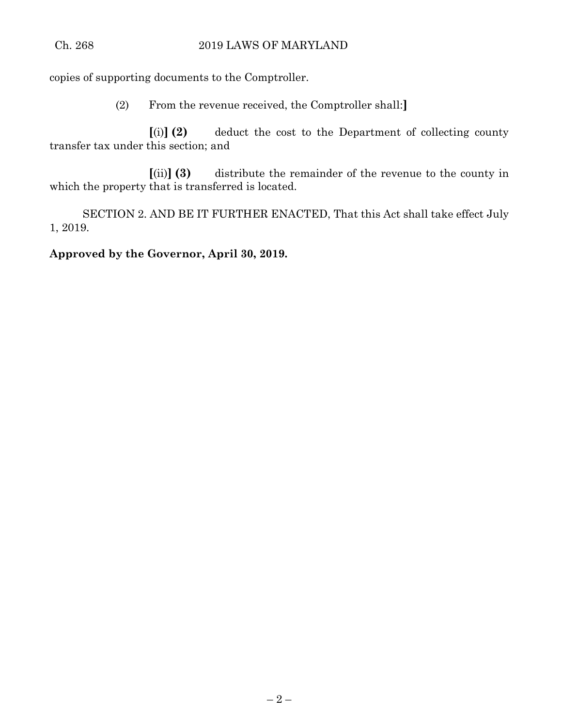copies of supporting documents to the Comptroller.

(2) From the revenue received, the Comptroller shall:**]**

**[**(i)**] (2)** deduct the cost to the Department of collecting county transfer tax under this section; and

**[**(ii)**] (3)** distribute the remainder of the revenue to the county in which the property that is transferred is located.

SECTION 2. AND BE IT FURTHER ENACTED, That this Act shall take effect July 1, 2019.

**Approved by the Governor, April 30, 2019.**